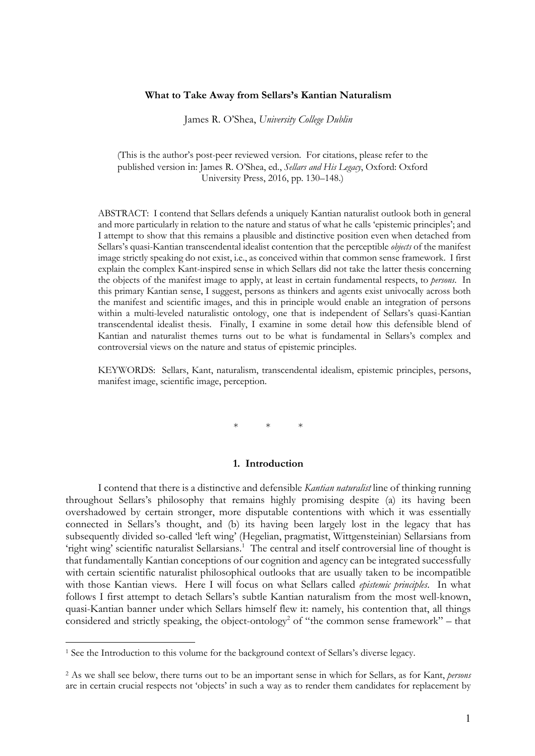# What to Take Away from Sellars's Kantian Naturalism

James R. O'Shea, *University College Dublin*

(This is the author's post-peer reviewed version. For citations, please refer to the published version in: James R. O'Shea, ed., *Sellars and His Legacy*, Oxford: Oxford University Press, 2016, pp. 130–148.)

ABSTRACT: I contend that Sellars defends a uniquely Kantian naturalist outlook both in general and more particularly in relation to the nature and status of what he calls 'epistemic principles'; and I attempt to show that this remains a plausible and distinctive position even when detached from Sellars's quasi-Kantian transcendental idealist contention that the perceptible *objects* of the manifest image strictly speaking do not exist, i.e., as conceived within that common sense framework. I first explain the complex Kant-inspired sense in which Sellars did not take the latter thesis concerning the objects of the manifest image to apply, at least in certain fundamental respects, to *persons*. In this primary Kantian sense, I suggest, persons as thinkers and agents exist univocally across both the manifest and scientific images, and this in principle would enable an integration of persons within a multi-leveled naturalistic ontology, one that is independent of Sellars's quasi-Kantian transcendental idealist thesis. Finally, I examine in some detail how this defensible blend of Kantian and naturalist themes turns out to be what is fundamental in Sellars's complex and controversial views on the nature and status of epistemic principles.

KEYWORDS: Sellars, Kant, naturalism, transcendental idealism, epistemic principles, persons, manifest image, scientific image, perception.

\* \* \*

## 1. Introduction

I contend that there is a distinctive and defensible *Kantian naturalist* line of thinking running throughout Sellars's philosophy that remains highly promising despite (a) its having been overshadowed by certain stronger, more disputable contentions with which it was essentially connected in Sellars's thought, and (b) its having been largely lost in the legacy that has subsequently divided so-called 'left wing' (Hegelian, pragmatist, Wittgensteinian) Sellarsians from 'right wing' scientific naturalist Sellarsians.[1] The central and itself controversial line of thought is that fundamentally Kantian conceptions of our cognition and agency can be integrated successfully with certain scientific naturalist philosophical outlooks that are usually taken to be incompatible with those Kantian views. Here I will focus on what Sellars called *epistemic principles*. In what follows I first attempt to detach Sellars's subtle Kantian naturalism from the most well-known, quasi-Kantian banner under which Sellars himself flew it: namely, his contention that, all things considered and strictly speaking, the object-ontology[2] of "the common sense framework" – that

---

[1] See the Introduction to this volume for the background context of Sellars's diverse legacy.

[2] As we shall see below, there turns out to be an important sense in which for Sellars, as for Kant, *persons* are in certain crucial respects not 'objects' in such a way as to render them candidates for replacement by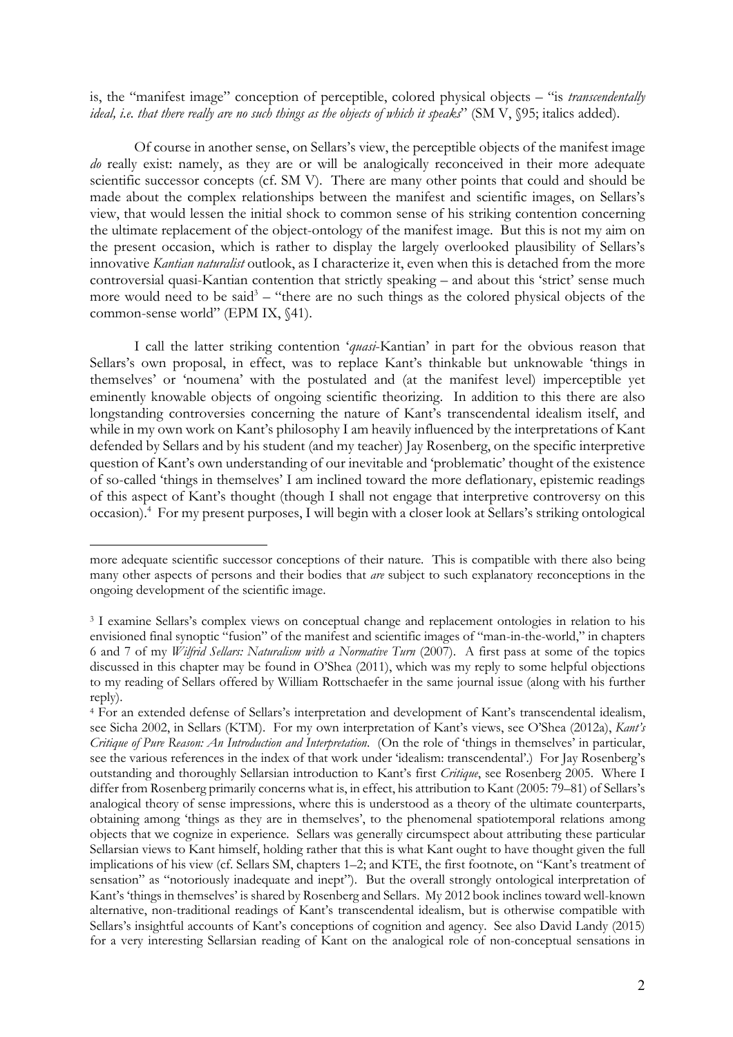is, the "manifest image" conception of perceptible, colored physical objects – "is *transcendentally ideal, i.e. that there really are no such things as the objects of which it speaks*" (SM V, §95; italics added).

Of course in another sense, on Sellars's view, the perceptible objects of the manifest image *do* really exist: namely, as they are or will be analogically reconceived in their more adequate scientific successor concepts (cf. SM V). There are many other points that could and should be made about the complex relationships between the manifest and scientific images, on Sellars's view, that would lessen the initial shock to common sense of his striking contention concerning the ultimate replacement of the object-ontology of the manifest image. But this is not my aim on the present occasion, which is rather to display the largely overlooked plausibility of Sellars's innovative *Kantian naturalist* outlook, as I characterize it, even when this is detached from the more controversial quasi-Kantian contention that strictly speaking – and about this 'strict' sense much more would need to be said[3] – "there are no such things as the colored physical objects of the common-sense world" (EPM IX, §41).

I call the latter striking contention '*quasi*-Kantian' in part for the obvious reason that Sellars's own proposal, in effect, was to replace Kant's thinkable but unknowable 'things in themselves' or 'noumena' with the postulated and (at the manifest level) imperceptible yet eminently knowable objects of ongoing scientific theorizing. In addition to this there are also longstanding controversies concerning the nature of Kant's transcendental idealism itself, and while in my own work on Kant's philosophy I am heavily influenced by the interpretations of Kant defended by Sellars and by his student (and my teacher) Jay Rosenberg, on the specific interpretive question of Kant's own understanding of our inevitable and 'problematic' thought of the existence of so-called 'things in themselves' I am inclined toward the more deflationary, epistemic readings of this aspect of Kant's thought (though I shall not engage that interpretive controversy on this occasion).[4] For my present purposes, I will begin with a closer look at Sellars's striking ontological

---

more adequate scientific successor conceptions of their nature. This is compatible with there also being many other aspects of persons and their bodies that *are* subject to such explanatory reconceptions in the ongoing development of the scientific image.

[3] I examine Sellars's complex views on conceptual change and replacement ontologies in relation to his envisioned final synoptic "fusion" of the manifest and scientific images of "man-in-the-world," in chapters 6 and 7 of my *Wilfrid Sellars: Naturalism with a Normative Turn* (2007). A first pass at some of the topics discussed in this chapter may be found in O'Shea (2011), which was my reply to some helpful objections to my reading of Sellars offered by William Rottschaefer in the same journal issue (along with his further reply).

[4] For an extended defense of Sellars's interpretation and development of Kant's transcendental idealism, see Sicha 2002, in Sellars (KTM). For my own interpretation of Kant's views, see O'Shea (2012a), *Kant's Critique of Pure Reason: An Introduction and Interpretation*. (On the role of 'things in themselves' in particular, see the various references in the index of that work under 'idealism: transcendental'.) For Jay Rosenberg's outstanding and thoroughly Sellarsian introduction to Kant's first *Critique*, see Rosenberg 2005. Where I differ from Rosenberg primarily concerns what is, in effect, his attribution to Kant (2005: 79–81) of Sellars's analogical theory of sense impressions, where this is understood as a theory of the ultimate counterparts, obtaining among 'things as they are in themselves', to the phenomenal spatiotemporal relations among objects that we cognize in experience. Sellars was generally circumspect about attributing these particular Sellarsian views to Kant himself, holding rather that this is what Kant ought to have thought given the full implications of his view (cf. Sellars SM, chapters 1–2; and KTE, the first footnote, on "Kant's treatment of sensation" as "notoriously inadequate and inept"). But the overall strongly ontological interpretation of Kant's 'things in themselves' is shared by Rosenberg and Sellars. My 2012 book inclines toward well-known alternative, non-traditional readings of Kant's transcendental idealism, but is otherwise compatible with Sellars's insightful accounts of Kant's conceptions of cognition and agency. See also David Landy (2015) for a very interesting Sellarsian reading of Kant on the analogical role of non-conceptual sensations in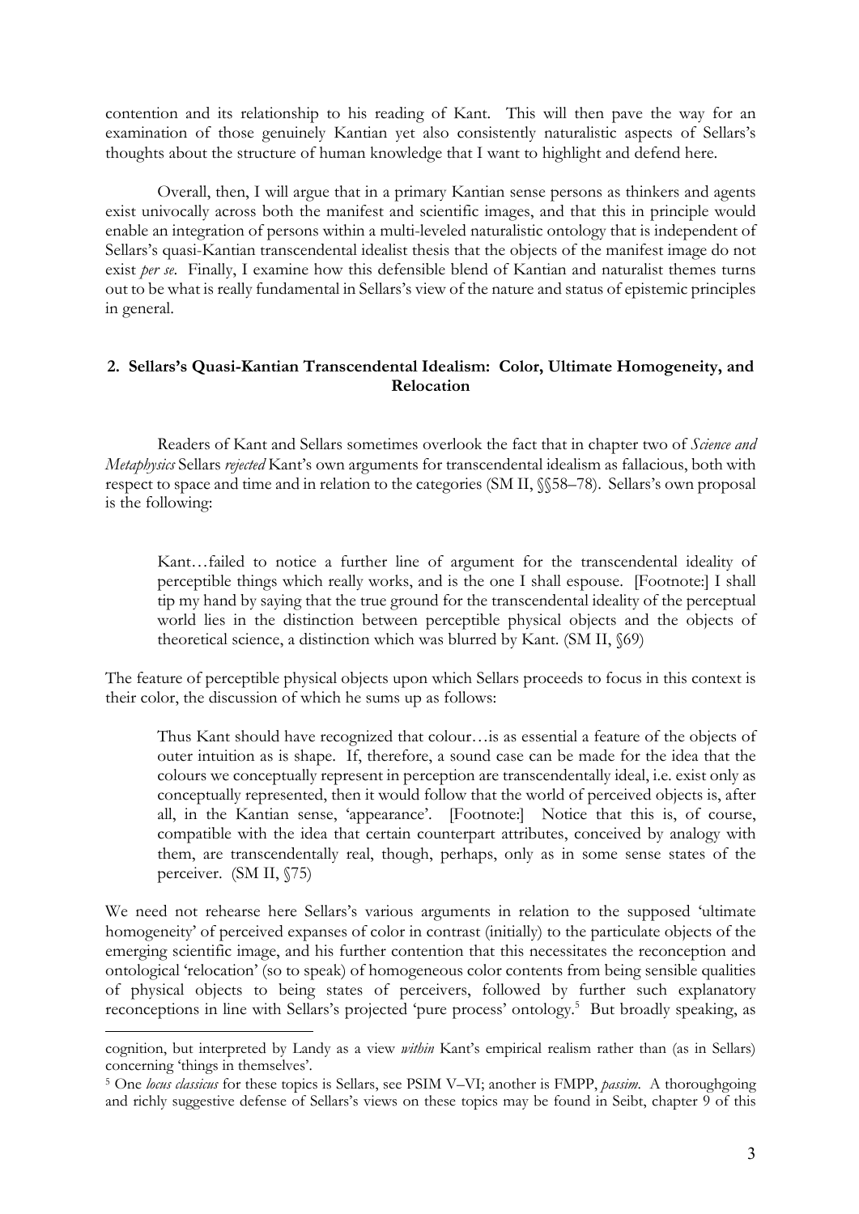contention and its relationship to his reading of Kant. This will then pave the way for an examination of those genuinely Kantian yet also consistently naturalistic aspects of Sellars's thoughts about the structure of human knowledge that I want to highlight and defend here.

Overall, then, I will argue that in a primary Kantian sense persons as thinkers and agents exist univocally across both the manifest and scientific images, and that this in principle would enable an integration of persons within a multi-leveled naturalistic ontology that is independent of Sellars's quasi-Kantian transcendental idealist thesis that the objects of the manifest image do not exist *per se*. Finally, I examine how this defensible blend of Kantian and naturalist themes turns out to be what is really fundamental in Sellars's view of the nature and status of epistemic principles in general.

## 2. Sellars's Quasi-Kantian Transcendental Idealism: Color, Ultimate Homogeneity, and Relocation

Readers of Kant and Sellars sometimes overlook the fact that in chapter two of *Science and Metaphysics* Sellars *rejected* Kant's own arguments for transcendental idealism as fallacious, both with respect to space and time and in relation to the categories (SM II, §§58–78). Sellars's own proposal is the following:

> Kant…failed to notice a further line of argument for the transcendental ideality of perceptible things which really works, and is the one I shall espouse. [Footnote:] I shall tip my hand by saying that the true ground for the transcendental ideality of the perceptual world lies in the distinction between perceptible physical objects and the objects of theoretical science, a distinction which was blurred by Kant. (SM II, §69)

The feature of perceptible physical objects upon which Sellars proceeds to focus in this context is their color, the discussion of which he sums up as follows:

> Thus Kant should have recognized that colour…is as essential a feature of the objects of outer intuition as is shape. If, therefore, a sound case can be made for the idea that the colours we conceptually represent in perception are transcendentally ideal, i.e. exist only as conceptually represented, then it would follow that the world of perceived objects is, after all, in the Kantian sense, 'appearance'. [Footnote:] Notice that this is, of course, compatible with the idea that certain counterpart attributes, conceived by analogy with them, are transcendentally real, though, perhaps, only as in some sense states of the perceiver. (SM II, §75)

We need not rehearse here Sellars's various arguments in relation to the supposed 'ultimate homogeneity' of perceived expanses of color in contrast (initially) to the particulate objects of the emerging scientific image, and his further contention that this necessitates the reconception and ontological 'relocation' (so to speak) of homogeneous color contents from being sensible qualities of physical objects to being states of perceivers, followed by further such explanatory reconceptions in line with Sellars's projected 'pure process' ontology.[5] But broadly speaking, as

---

cognition, but interpreted by Landy as a view *within* Kant's empirical realism rather than (as in Sellars) concerning 'things in themselves'.

[5] One *locus classicus* for these topics is Sellars, see PSIM V–VI; another is FMPP, *passim*. A thoroughgoing and richly suggestive defense of Sellars's views on these topics may be found in Seibt, chapter 9 of this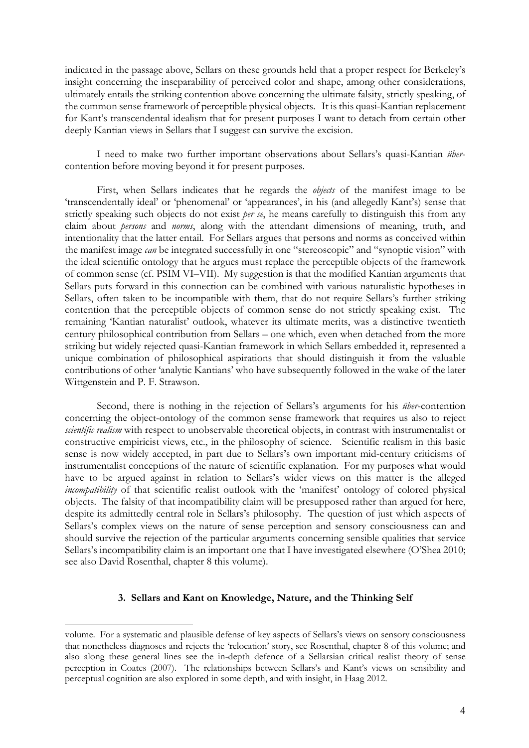indicated in the passage above, Sellars on these grounds held that a proper respect for Berkeley's insight concerning the inseparability of perceived color and shape, among other considerations, ultimately entails the striking contention above concerning the ultimate falsity, strictly speaking, of the common sense framework of perceptible physical objects. It is this quasi-Kantian replacement for Kant's transcendental idealism that for present purposes I want to detach from certain other deeply Kantian views in Sellars that I suggest can survive the excision.

I need to make two further important observations about Sellars's quasi-Kantian *über*-contention before moving beyond it for present purposes.

First, when Sellars indicates that he regards the *objects* of the manifest image to be 'transcendentally ideal' or 'phenomenal' or 'appearances', in his (and allegedly Kant's) sense that strictly speaking such objects do not exist *per se*, he means carefully to distinguish this from any claim about *persons* and *norms*, along with the attendant dimensions of meaning, truth, and intentionality that the latter entail. For Sellars argues that persons and norms as conceived within the manifest image *can* be integrated successfully in one "stereoscopic" and "synoptic vision" with the ideal scientific ontology that he argues must replace the perceptible objects of the framework of common sense (cf. PSIM VI–VII). My suggestion is that the modified Kantian arguments that Sellars puts forward in this connection can be combined with various naturalistic hypotheses in Sellars, often taken to be incompatible with them, that do not require Sellars's further striking contention that the perceptible objects of common sense do not strictly speaking exist. The remaining 'Kantian naturalist' outlook, whatever its ultimate merits, was a distinctive twentieth century philosophical contribution from Sellars – one which, even when detached from the more striking but widely rejected quasi-Kantian framework in which Sellars embedded it, represented a unique combination of philosophical aspirations that should distinguish it from the valuable contributions of other 'analytic Kantians' who have subsequently followed in the wake of the later Wittgenstein and P. F. Strawson.

Second, there is nothing in the rejection of Sellars's arguments for his *über*-contention concerning the object-ontology of the common sense framework that requires us also to reject *scientific realism* with respect to unobservable theoretical objects, in contrast with instrumentalist or constructive empiricist views, etc., in the philosophy of science. Scientific realism in this basic sense is now widely accepted, in part due to Sellars's own important mid-century criticisms of instrumentalist conceptions of the nature of scientific explanation. For my purposes what would have to be argued against in relation to Sellars's wider views on this matter is the alleged *incompatibility* of that scientific realist outlook with the 'manifest' ontology of colored physical objects. The falsity of that incompatibility claim will be presupposed rather than argued for here, despite its admittedly central role in Sellars's philosophy. The question of just which aspects of Sellars's complex views on the nature of sense perception and sensory consciousness can and should survive the rejection of the particular arguments concerning sensible qualities that service Sellars's incompatibility claim is an important one that I have investigated elsewhere (O'Shea 2010; see also David Rosenthal, chapter 8 this volume).

### 3. Sellars and Kant on Knowledge, Nature, and the Thinking Self

volume. For a systematic and plausible defense of key aspects of Sellars's views on sensory consciousness that nonetheless diagnoses and rejects the 'relocation' story, see Rosenthal, chapter 8 of this volume; and also along these general lines see the in-depth defence of a Sellarsian critical realist theory of sense perception in Coates (2007). The relationships between Sellars's and Kant's views on sensibility and perceptual cognition are also explored in some depth, and with insight, in Haag 2012.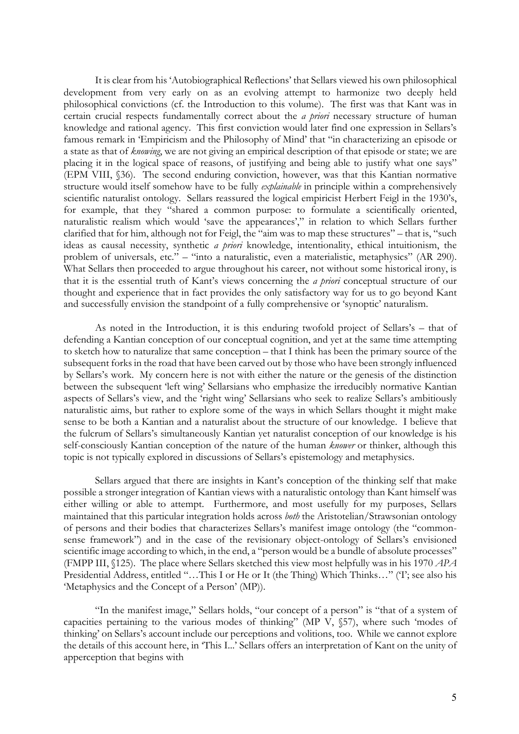It is clear from his 'Autobiographical Reflections' that Sellars viewed his own philosophical development from very early on as an evolving attempt to harmonize two deeply held philosophical convictions (cf. the Introduction to this volume). The first was that Kant was in certain crucial respects fundamentally correct about the *a priori* necessary structure of human knowledge and rational agency. This first conviction would later find one expression in Sellars's famous remark in 'Empiricism and the Philosophy of Mind' that "in characterizing an episode or a state as that of *knowing*, we are not giving an empirical description of that episode or state; we are placing it in the logical space of reasons, of justifying and being able to justify what one says" (EPM VIII, §36). The second enduring conviction, however, was that this Kantian normative structure would itself somehow have to be fully *explainable* in principle within a comprehensively scientific naturalist ontology. Sellars reassured the logical empiricist Herbert Feigl in the 1930's, for example, that they "shared a common purpose: to formulate a scientifically oriented, naturalistic realism which would 'save the appearances'," in relation to which Sellars further clarified that for him, although not for Feigl, the "aim was to map these structures" – that is, "such ideas as causal necessity, synthetic *a priori* knowledge, intentionality, ethical intuitionism, the problem of universals, etc." – "into a naturalistic, even a materialistic, metaphysics" (AR 290). What Sellars then proceeded to argue throughout his career, not without some historical irony, is that it is the essential truth of Kant's views concerning the *a priori* conceptual structure of our thought and experience that in fact provides the only satisfactory way for us to go beyond Kant and successfully envision the standpoint of a fully comprehensive or 'synoptic' naturalism.

As noted in the Introduction, it is this enduring twofold project of Sellars's – that of defending a Kantian conception of our conceptual cognition, and yet at the same time attempting to sketch how to naturalize that same conception – that I think has been the primary source of the subsequent forks in the road that have been carved out by those who have been strongly influenced by Sellars's work. My concern here is not with either the nature or the genesis of the distinction between the subsequent 'left wing' Sellarsians who emphasize the irreducibly normative Kantian aspects of Sellars's view, and the 'right wing' Sellarsians who seek to realize Sellars's ambitiously naturalistic aims, but rather to explore some of the ways in which Sellars thought it might make sense to be both a Kantian and a naturalist about the structure of our knowledge. I believe that the fulcrum of Sellars's simultaneously Kantian yet naturalist conception of our knowledge is his self-consciously Kantian conception of the nature of the human *knower* or thinker, although this topic is not typically explored in discussions of Sellars's epistemology and metaphysics.

Sellars argued that there are insights in Kant's conception of the thinking self that make possible a stronger integration of Kantian views with a naturalistic ontology than Kant himself was either willing or able to attempt. Furthermore, and most usefully for my purposes, Sellars maintained that this particular integration holds across *both* the Aristotelian/Strawsonian ontology of persons and their bodies that characterizes Sellars's manifest image ontology (the "common-sense framework") and in the case of the revisionary object-ontology of Sellars's envisioned scientific image according to which, in the end, a "person would be a bundle of absolute processes" (FMPP III, §125). The place where Sellars sketched this view most helpfully was in his 1970 *APA* Presidential Address, entitled "…This I or He or It (the Thing) Which Thinks…" ('I'; see also his 'Metaphysics and the Concept of a Person' (MP)).

"In the manifest image," Sellars holds, "our concept of a person" is "that of a system of capacities pertaining to the various modes of thinking" (MP V, §57), where such 'modes of thinking' on Sellars's account include our perceptions and volitions, too. While we cannot explore the details of this account here, in 'This I...' Sellars offers an interpretation of Kant on the unity of apperception that begins with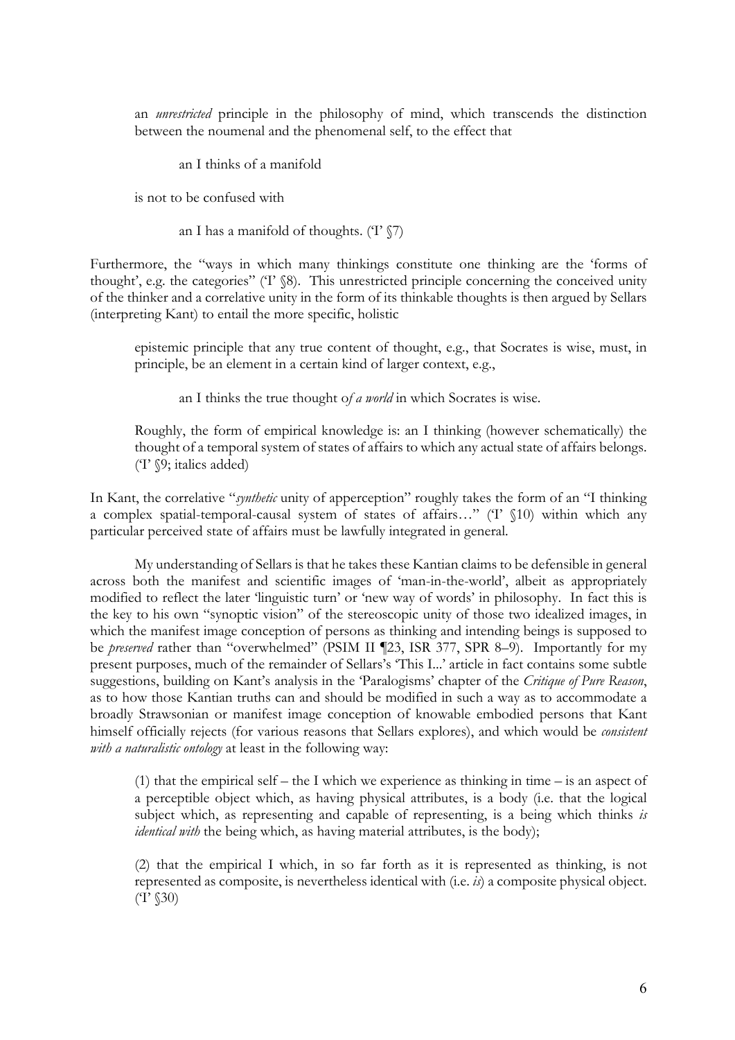> an *unrestricted* principle in the philosophy of mind, which transcends the distinction between the noumenal and the phenomenal self, to the effect that
>
> > an I thinks of a manifold
>
> is not to be confused with
>
> > an I has a manifold of thoughts. ('I' §7)

Furthermore, the "ways in which many thinkings constitute one thinking are the 'forms of thought', e.g. the categories" ('I' §8). This unrestricted principle concerning the conceived unity of the thinker and a correlative unity in the form of its thinkable thoughts is then argued by Sellars (interpreting Kant) to entail the more specific, holistic

> epistemic principle that any true content of thought, e.g., that Socrates is wise, must, in principle, be an element in a certain kind of larger context, e.g.,
>
> > an I thinks the true thought o*f a world* in which Socrates is wise.
>
> Roughly, the form of empirical knowledge is: an I thinking (however schematically) the thought of a temporal system of states of affairs to which any actual state of affairs belongs. ('I' §9; italics added)

In Kant, the correlative "*synthetic* unity of apperception" roughly takes the form of an "I thinking a complex spatial-temporal-causal system of states of affairs…" ('I' §10) within which any particular perceived state of affairs must be lawfully integrated in general.

My understanding of Sellars is that he takes these Kantian claims to be defensible in general across both the manifest and scientific images of 'man-in-the-world', albeit as appropriately modified to reflect the later 'linguistic turn' or 'new way of words' in philosophy. In fact this is the key to his own "synoptic vision" of the stereoscopic unity of those two idealized images, in which the manifest image conception of persons as thinking and intending beings is supposed to be *preserved* rather than "overwhelmed" (PSIM II ¶23, ISR 377, SPR 8–9). Importantly for my present purposes, much of the remainder of Sellars's 'This I...' article in fact contains some subtle suggestions, building on Kant's analysis in the 'Paralogisms' chapter of the *Critique of Pure Reason*, as to how those Kantian truths can and should be modified in such a way as to accommodate a broadly Strawsonian or manifest image conception of knowable embodied persons that Kant himself officially rejects (for various reasons that Sellars explores), and which would be *consistent with a naturalistic ontology* at least in the following way:

> (1) that the empirical self – the I which we experience as thinking in time – is an aspect of a perceptible object which, as having physical attributes, is a body (i.e. that the logical subject which, as representing and capable of representing, is a being which thinks *is identical with* the being which, as having material attributes, is the body);
>
> (2) that the empirical I which, in so far forth as it is represented as thinking, is not represented as composite, is nevertheless identical with (i.e. *is*) a composite physical object. ('I' §30)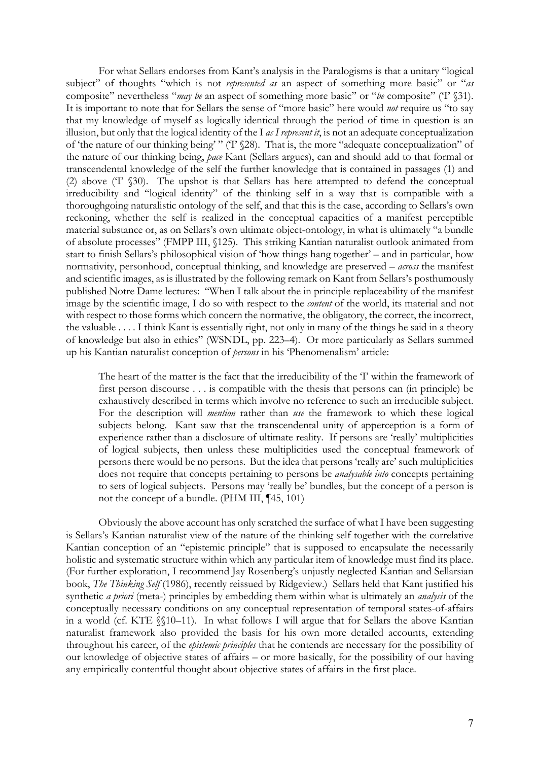For what Sellars endorses from Kant's analysis in the Paralogisms is that a unitary "logical subject" of thoughts "which is not *represented as* an aspect of something more basic" or "*as* composite" nevertheless "*may be* an aspect of something more basic" or "*be* composite" ('I' §31). It is important to note that for Sellars the sense of "more basic" here would *not* require us "to say that my knowledge of myself as logically identical through the period of time in question is an illusion, but only that the logical identity of the I *as I represent it*, is not an adequate conceptualization of 'the nature of our thinking being' " ('I' §28). That is, the more "adequate conceptualization" of the nature of our thinking being, *pace* Kant (Sellars argues), can and should add to that formal or transcendental knowledge of the self the further knowledge that is contained in passages (1) and (2) above ('I' §30). The upshot is that Sellars has here attempted to defend the conceptual irreducibility and "logical identity" of the thinking self in a way that is compatible with a thoroughgoing naturalistic ontology of the self, and that this is the case, according to Sellars's own reckoning, whether the self is realized in the conceptual capacities of a manifest perceptible material substance or, as on Sellars's own ultimate object-ontology, in what is ultimately "a bundle of absolute processes" (FMPP III, §125). This striking Kantian naturalist outlook animated from start to finish Sellars's philosophical vision of 'how things hang together' – and in particular, how normativity, personhood, conceptual thinking, and knowledge are preserved – *across* the manifest and scientific images, as is illustrated by the following remark on Kant from Sellars's posthumously published Notre Dame lectures: "When I talk about the in principle replaceability of the manifest image by the scientific image, I do so with respect to the *content* of the world, its material and not with respect to those forms which concern the normative, the obligatory, the correct, the incorrect, the valuable . . . . I think Kant is essentially right, not only in many of the things he said in a theory of knowledge but also in ethics" (WSNDL, pp. 223–4). Or more particularly as Sellars summed up his Kantian naturalist conception of *persons* in his 'Phenomenalism' article:

> The heart of the matter is the fact that the irreducibility of the 'I' within the framework of first person discourse . . . is compatible with the thesis that persons can (in principle) be exhaustively described in terms which involve no reference to such an irreducible subject. For the description will *mention* rather than *use* the framework to which these logical subjects belong. Kant saw that the transcendental unity of apperception is a form of experience rather than a disclosure of ultimate reality. If persons are 'really' multiplicities of logical subjects, then unless these multiplicities used the conceptual framework of persons there would be no persons. But the idea that persons 'really are' such multiplicities does not require that concepts pertaining to persons be *analysable into* concepts pertaining to sets of logical subjects. Persons may 'really be' bundles, but the concept of a person is not the concept of a bundle. (PHM III, ¶45, 101)

Obviously the above account has only scratched the surface of what I have been suggesting is Sellars's Kantian naturalist view of the nature of the thinking self together with the correlative Kantian conception of an "epistemic principle" that is supposed to encapsulate the necessarily holistic and systematic structure within which any particular item of knowledge must find its place. (For further exploration, I recommend Jay Rosenberg's unjustly neglected Kantian and Sellarsian book, *The Thinking Self* (1986), recently reissued by Ridgeview.) Sellars held that Kant justified his synthetic *a priori* (meta-) principles by embedding them within what is ultimately an *analysis* of the conceptually necessary conditions on any conceptual representation of temporal states-of-affairs in a world (cf. KTE §§10–11). In what follows I will argue that for Sellars the above Kantian naturalist framework also provided the basis for his own more detailed accounts, extending throughout his career, of the *epistemic principles* that he contends are necessary for the possibility of our knowledge of objective states of affairs – or more basically, for the possibility of our having any empirically contentful thought about objective states of affairs in the first place.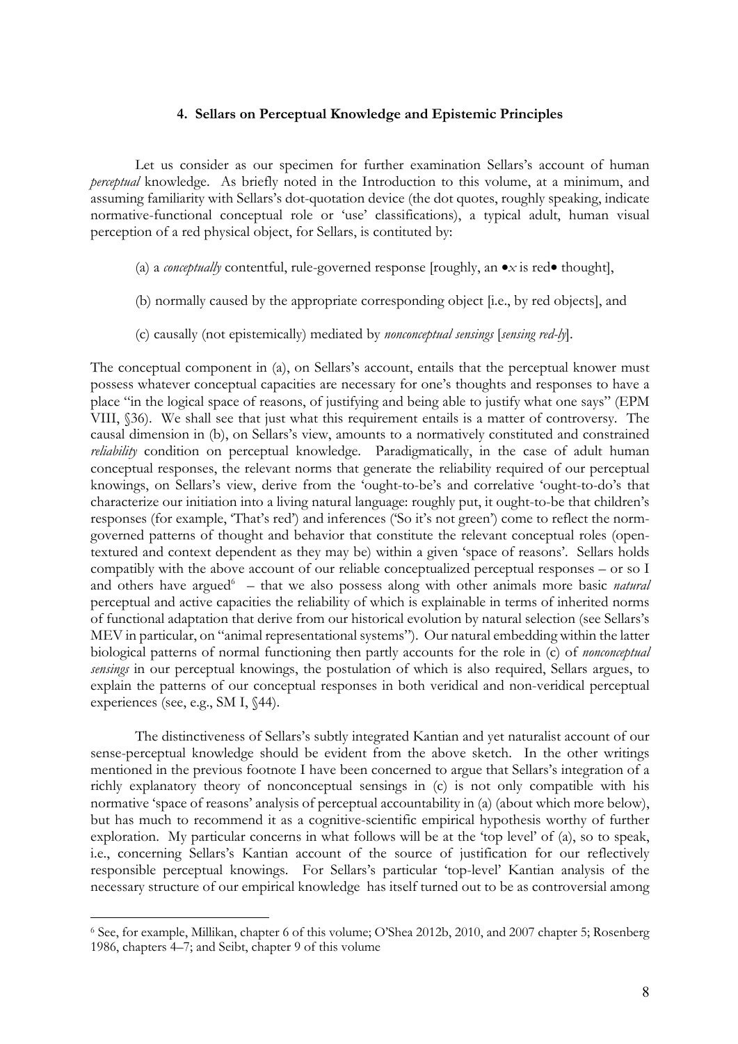### 4. Sellars on Perceptual Knowledge and Epistemic Principles

Let us consider as our specimen for further examination Sellars's account of human *perceptual* knowledge. As briefly noted in the Introduction to this volume, at a minimum, and assuming familiarity with Sellars's dot-quotation device (the dot quotes, roughly speaking, indicate normative-functional conceptual role or 'use' classifications), a typical adult, human visual perception of a red physical object, for Sellars, is contituted by:

(a) a *conceptually* contentful, rule-governed response [roughly, an •*x* is red• thought],

(b) normally caused by the appropriate corresponding object [i.e., by red objects], and

(c) causally (not epistemically) mediated by *nonconceptual sensings* [*sensing red-ly*].

The conceptual component in (a), on Sellars's account, entails that the perceptual knower must possess whatever conceptual capacities are necessary for one's thoughts and responses to have a place "in the logical space of reasons, of justifying and being able to justify what one says" (EPM VIII, §36). We shall see that just what this requirement entails is a matter of controversy. The causal dimension in (b), on Sellars's view, amounts to a normatively constituted and constrained *reliability* condition on perceptual knowledge. Paradigmatically, in the case of adult human conceptual responses, the relevant norms that generate the reliability required of our perceptual knowings, on Sellars's view, derive from the 'ought-to-be's and correlative 'ought-to-do's that characterize our initiation into a living natural language: roughly put, it ought-to-be that children's responses (for example, 'That's red') and inferences ('So it's not green') come to reflect the norm-governed patterns of thought and behavior that constitute the relevant conceptual roles (open-textured and context dependent as they may be) within a given 'space of reasons'. Sellars holds compatibly with the above account of our reliable conceptualized perceptual responses – or so I and others have argued[6] – that we also possess along with other animals more basic *natural* perceptual and active capacities the reliability of which is explainable in terms of inherited norms of functional adaptation that derive from our historical evolution by natural selection (see Sellars's MEV in particular, on "animal representational systems"). Our natural embedding within the latter biological patterns of normal functioning then partly accounts for the role in (c) of *nonconceptual sensings* in our perceptual knowings, the postulation of which is also required, Sellars argues, to explain the patterns of our conceptual responses in both veridical and non-veridical perceptual experiences (see, e.g., SM I, §44).

The distinctiveness of Sellars's subtly integrated Kantian and yet naturalist account of our sense-perceptual knowledge should be evident from the above sketch. In the other writings mentioned in the previous footnote I have been concerned to argue that Sellars's integration of a richly explanatory theory of nonconceptual sensings in (c) is not only compatible with his normative 'space of reasons' analysis of perceptual accountability in (a) (about which more below), but has much to recommend it as a cognitive-scientific empirical hypothesis worthy of further exploration. My particular concerns in what follows will be at the 'top level' of (a), so to speak, i.e., concerning Sellars's Kantian account of the source of justification for our reflectively responsible perceptual knowings. For Sellars's particular 'top-level' Kantian analysis of the necessary structure of our empirical knowledge has itself turned out to be as controversial among

[6] See, for example, Millikan, chapter 6 of this volume; O'Shea 2012b, 2010, and 2007 chapter 5; Rosenberg 1986, chapters 4–7; and Seibt, chapter 9 of this volume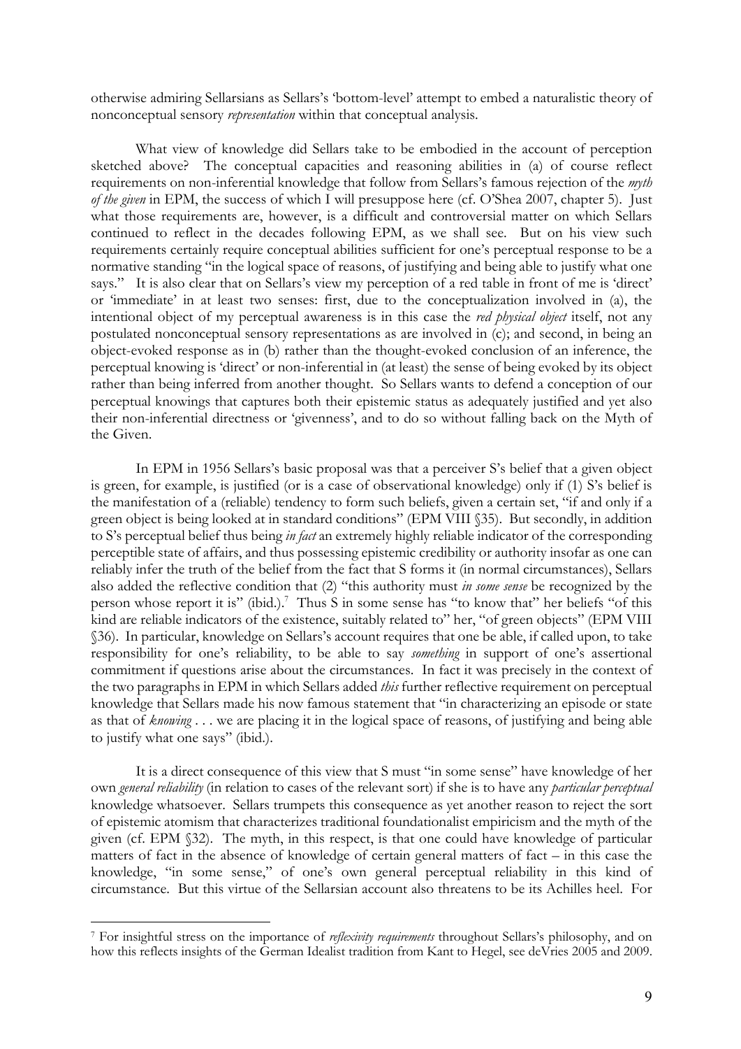otherwise admiring Sellarsians as Sellars's 'bottom-level' attempt to embed a naturalistic theory of nonconceptual sensory *representation* within that conceptual analysis.

What view of knowledge did Sellars take to be embodied in the account of perception sketched above? The conceptual capacities and reasoning abilities in (a) of course reflect requirements on non-inferential knowledge that follow from Sellars's famous rejection of the *myth of the given* in EPM, the success of which I will presuppose here (cf. O'Shea 2007, chapter 5). Just what those requirements are, however, is a difficult and controversial matter on which Sellars continued to reflect in the decades following EPM, as we shall see. But on his view such requirements certainly require conceptual abilities sufficient for one's perceptual response to be a normative standing "in the logical space of reasons, of justifying and being able to justify what one says." It is also clear that on Sellars's view my perception of a red table in front of me is 'direct' or 'immediate' in at least two senses: first, due to the conceptualization involved in (a), the intentional object of my perceptual awareness is in this case the *red physical object* itself, not any postulated nonconceptual sensory representations as are involved in (c); and second, in being an object-evoked response as in (b) rather than the thought-evoked conclusion of an inference, the perceptual knowing is 'direct' or non-inferential in (at least) the sense of being evoked by its object rather than being inferred from another thought. So Sellars wants to defend a conception of our perceptual knowings that captures both their epistemic status as adequately justified and yet also their non-inferential directness or 'givenness', and to do so without falling back on the Myth of the Given.

In EPM in 1956 Sellars's basic proposal was that a perceiver S's belief that a given object is green, for example, is justified (or is a case of observational knowledge) only if (1) S's belief is the manifestation of a (reliable) tendency to form such beliefs, given a certain set, "if and only if a green object is being looked at in standard conditions" (EPM VIII §35). But secondly, in addition to S's perceptual belief thus being *in fact* an extremely highly reliable indicator of the corresponding perceptible state of affairs, and thus possessing epistemic credibility or authority insofar as one can reliably infer the truth of the belief from the fact that S forms it (in normal circumstances), Sellars also added the reflective condition that (2) "this authority must *in some sense* be recognized by the person whose report it is" (ibid.).[7] Thus S in some sense has "to know that" her beliefs "of this kind are reliable indicators of the existence, suitably related to" her, "of green objects" (EPM VIII §36). In particular, knowledge on Sellars's account requires that one be able, if called upon, to take responsibility for one's reliability, to be able to say *something* in support of one's assertional commitment if questions arise about the circumstances. In fact it was precisely in the context of the two paragraphs in EPM in which Sellars added *this* further reflective requirement on perceptual knowledge that Sellars made his now famous statement that "in characterizing an episode or state as that of *knowing* . . . we are placing it in the logical space of reasons, of justifying and being able to justify what one says" (ibid.).

It is a direct consequence of this view that S must "in some sense" have knowledge of her own *general reliability* (in relation to cases of the relevant sort) if she is to have any *particular perceptual* knowledge whatsoever. Sellars trumpets this consequence as yet another reason to reject the sort of epistemic atomism that characterizes traditional foundationalist empiricism and the myth of the given (cf. EPM §32). The myth, in this respect, is that one could have knowledge of particular matters of fact in the absence of knowledge of certain general matters of fact – in this case the knowledge, "in some sense," of one's own general perceptual reliability in this kind of circumstance. But this virtue of the Sellarsian account also threatens to be its Achilles heel. For

[7] For insightful stress on the importance of *reflexivity requirements* throughout Sellars's philosophy, and on how this reflects insights of the German Idealist tradition from Kant to Hegel, see deVries 2005 and 2009.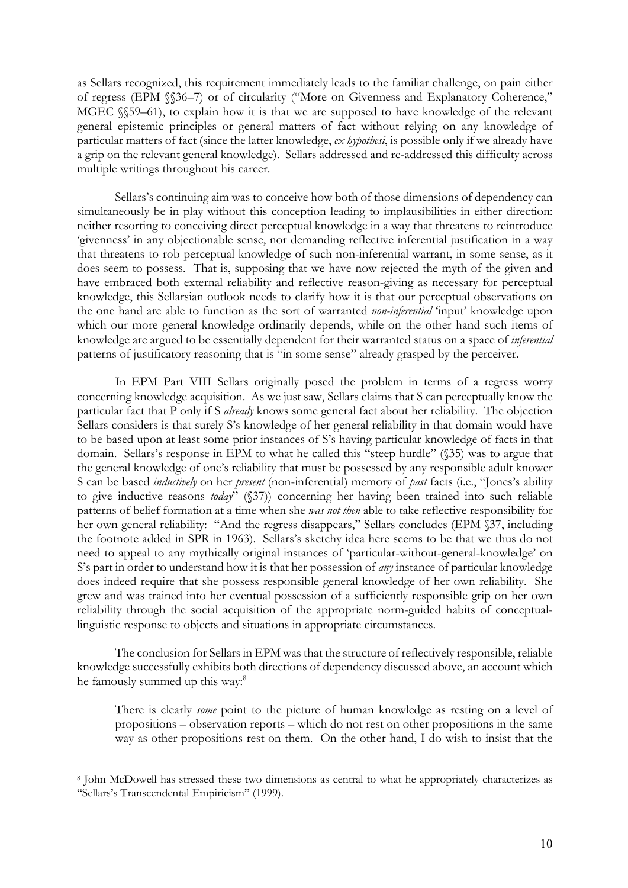as Sellars recognized, this requirement immediately leads to the familiar challenge, on pain either of regress (EPM §§36–7) or of circularity ("More on Givenness and Explanatory Coherence," MGEC §§59–61), to explain how it is that we are supposed to have knowledge of the relevant general epistemic principles or general matters of fact without relying on any knowledge of particular matters of fact (since the latter knowledge, *ex hypothesi*, is possible only if we already have a grip on the relevant general knowledge). Sellars addressed and re-addressed this difficulty across multiple writings throughout his career.

Sellars's continuing aim was to conceive how both of those dimensions of dependency can simultaneously be in play without this conception leading to implausibilities in either direction: neither resorting to conceiving direct perceptual knowledge in a way that threatens to reintroduce 'givenness' in any objectionable sense, nor demanding reflective inferential justification in a way that threatens to rob perceptual knowledge of such non-inferential warrant, in some sense, as it does seem to possess. That is, supposing that we have now rejected the myth of the given and have embraced both external reliability and reflective reason-giving as necessary for perceptual knowledge, this Sellarsian outlook needs to clarify how it is that our perceptual observations on the one hand are able to function as the sort of warranted *non-inferential* 'input' knowledge upon which our more general knowledge ordinarily depends, while on the other hand such items of knowledge are argued to be essentially dependent for their warranted status on a space of *inferential* patterns of justificatory reasoning that is "in some sense" already grasped by the perceiver.

In EPM Part VIII Sellars originally posed the problem in terms of a regress worry concerning knowledge acquisition. As we just saw, Sellars claims that S can perceptually know the particular fact that P only if S *already* knows some general fact about her reliability. The objection Sellars considers is that surely S's knowledge of her general reliability in that domain would have to be based upon at least some prior instances of S's having particular knowledge of facts in that domain. Sellars's response in EPM to what he called this "steep hurdle" (§35) was to argue that the general knowledge of one's reliability that must be possessed by any responsible adult knower S can be based *inductively* on her *present* (non-inferential) memory of *past* facts (i.e., "Jones's ability to give inductive reasons *today*" (§37)) concerning her having been trained into such reliable patterns of belief formation at a time when she *was not then* able to take reflective responsibility for her own general reliability: "And the regress disappears," Sellars concludes (EPM §37, including the footnote added in SPR in 1963). Sellars's sketchy idea here seems to be that we thus do not need to appeal to any mythically original instances of 'particular-without-general-knowledge' on S's part in order to understand how it is that her possession of *any* instance of particular knowledge does indeed require that she possess responsible general knowledge of her own reliability. She grew and was trained into her eventual possession of a sufficiently responsible grip on her own reliability through the social acquisition of the appropriate norm-guided habits of conceptual-linguistic response to objects and situations in appropriate circumstances.

The conclusion for Sellars in EPM was that the structure of reflectively responsible, reliable knowledge successfully exhibits both directions of dependency discussed above, an account which he famously summed up this way:[8]

> There is clearly *some* point to the picture of human knowledge as resting on a level of propositions – observation reports – which do not rest on other propositions in the same way as other propositions rest on them. On the other hand, I do wish to insist that the

---

[8] John McDowell has stressed these two dimensions as central to what he appropriately characterizes as "Sellars's Transcendental Empiricism" (1999).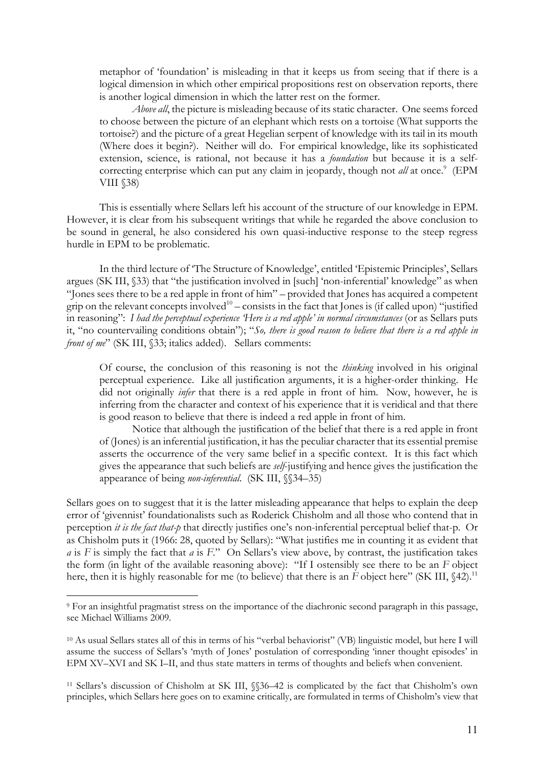metaphor of 'foundation' is misleading in that it keeps us from seeing that if there is a logical dimension in which other empirical propositions rest on observation reports, there is another logical dimension in which the latter rest on the former.

> *Above all*, the picture is misleading because of its static character. One seems forced to choose between the picture of an elephant which rests on a tortoise (What supports the tortoise?) and the picture of a great Hegelian serpent of knowledge with its tail in its mouth (Where does it begin?). Neither will do. For empirical knowledge, like its sophisticated extension, science, is rational, not because it has a *foundation* but because it is a self-correcting enterprise which can put any claim in jeopardy, though not *all* at once.[9] (EPM VIII §38)

This is essentially where Sellars left his account of the structure of our knowledge in EPM. However, it is clear from his subsequent writings that while he regarded the above conclusion to be sound in general, he also considered his own quasi-inductive response to the steep regress hurdle in EPM to be problematic.

In the third lecture of 'The Structure of Knowledge', entitled 'Epistemic Principles', Sellars argues (SK III, §33) that "the justification involved in [such] 'non-inferential' knowledge" as when "Jones sees there to be a red apple in front of him" – provided that Jones has acquired a competent grip on the relevant concepts involved[10] – consists in the fact that Jones is (if called upon) "justified in reasoning": *I had the perceptual experience 'Here is a red apple' in normal circumstances* (or as Sellars puts it, "no countervailing conditions obtain"); "*So, there is good reason to believe that there is a red apple in front of me*" (SK III, §33; italics added). Sellars comments:

> Of course, the conclusion of this reasoning is not the *thinking* involved in his original perceptual experience. Like all justification arguments, it is a higher-order thinking. He did not originally *infer* that there is a red apple in front of him. Now, however, he is inferring from the character and context of his experience that it is veridical and that there is good reason to believe that there is indeed a red apple in front of him.
>
> Notice that although the justification of the belief that there is a red apple in front of (Jones) is an inferential justification, it has the peculiar character that its essential premise asserts the occurrence of the very same belief in a specific context. It is this fact which gives the appearance that such beliefs are *self*-justifying and hence gives the justification the appearance of being *non-inferential*. (SK III, §§34–35)

Sellars goes on to suggest that it is the latter misleading appearance that helps to explain the deep error of 'givennist' foundationalists such as Roderick Chisholm and all those who contend that in perception *it is the fact that-p* that directly justifies one's non-inferential perceptual belief that-p. Or as Chisholm puts it (1966: 28, quoted by Sellars): "What justifies me in counting it as evident that *a* is *F* is simply the fact that *a* is *F*." On Sellars's view above, by contrast, the justification takes the form (in light of the available reasoning above): "If I ostensibly see there to be an *F* object here, then it is highly reasonable for me (to believe) that there is an *F* object here" (SK III, §42).[11]

---

[9] For an insightful pragmatist stress on the importance of the diachronic second paragraph in this passage, see Michael Williams 2009.

[10] As usual Sellars states all of this in terms of his "verbal behaviorist" (VB) linguistic model, but here I will assume the success of Sellars's 'myth of Jones' postulation of corresponding 'inner thought episodes' in EPM XV–XVI and SK I–II, and thus state matters in terms of thoughts and beliefs when convenient.

[11] Sellars's discussion of Chisholm at SK III, §§36–42 is complicated by the fact that Chisholm's own principles, which Sellars here goes on to examine critically, are formulated in terms of Chisholm's view that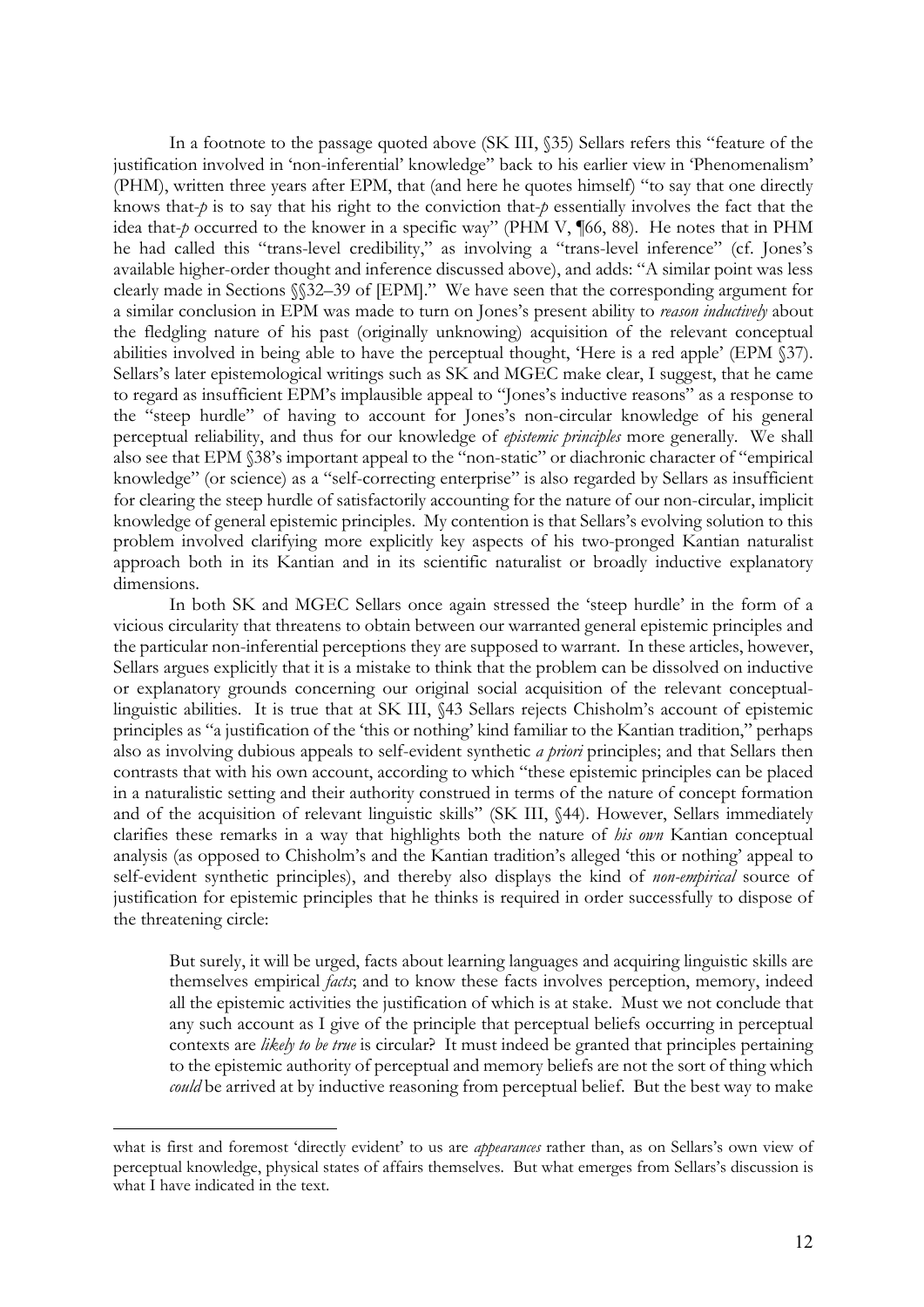In a footnote to the passage quoted above (SK III, §35) Sellars refers this "feature of the justification involved in 'non-inferential' knowledge" back to his earlier view in 'Phenomenalism' (PHM), written three years after EPM, that (and here he quotes himself) "to say that one directly knows that-*p* is to say that his right to the conviction that-*p* essentially involves the fact that the idea that-*p* occurred to the knower in a specific way" (PHM V, ¶66, 88). He notes that in PHM he had called this "trans-level credibility," as involving a "trans-level inference" (cf. Jones's available higher-order thought and inference discussed above), and adds: "A similar point was less clearly made in Sections §§32–39 of [EPM]." We have seen that the corresponding argument for a similar conclusion in EPM was made to turn on Jones's present ability to *reason inductively* about the fledgling nature of his past (originally unknowing) acquisition of the relevant conceptual abilities involved in being able to have the perceptual thought, 'Here is a red apple' (EPM §37). Sellars's later epistemological writings such as SK and MGEC make clear, I suggest, that he came to regard as insufficient EPM's implausible appeal to "Jones's inductive reasons" as a response to the "steep hurdle" of having to account for Jones's non-circular knowledge of his general perceptual reliability, and thus for our knowledge of *epistemic principles* more generally. We shall also see that EPM §38's important appeal to the "non-static" or diachronic character of "empirical knowledge" (or science) as a "self-correcting enterprise" is also regarded by Sellars as insufficient for clearing the steep hurdle of satisfactorily accounting for the nature of our non-circular, implicit knowledge of general epistemic principles. My contention is that Sellars's evolving solution to this problem involved clarifying more explicitly key aspects of his two-pronged Kantian naturalist approach both in its Kantian and in its scientific naturalist or broadly inductive explanatory dimensions.

In both SK and MGEC Sellars once again stressed the 'steep hurdle' in the form of a vicious circularity that threatens to obtain between our warranted general epistemic principles and the particular non-inferential perceptions they are supposed to warrant. In these articles, however, Sellars argues explicitly that it is a mistake to think that the problem can be dissolved on inductive or explanatory grounds concerning our original social acquisition of the relevant conceptual-linguistic abilities. It is true that at SK III, §43 Sellars rejects Chisholm's account of epistemic principles as "a justification of the 'this or nothing' kind familiar to the Kantian tradition," perhaps also as involving dubious appeals to self-evident synthetic *a priori* principles; and that Sellars then contrasts that with his own account, according to which "these epistemic principles can be placed in a naturalistic setting and their authority construed in terms of the nature of concept formation and of the acquisition of relevant linguistic skills" (SK III, §44). However, Sellars immediately clarifies these remarks in a way that highlights both the nature of *his own* Kantian conceptual analysis (as opposed to Chisholm's and the Kantian tradition's alleged 'this or nothing' appeal to self-evident synthetic principles), and thereby also displays the kind of *non-empirical* source of justification for epistemic principles that he thinks is required in order successfully to dispose of the threatening circle:

> But surely, it will be urged, facts about learning languages and acquiring linguistic skills are themselves empirical *facts*; and to know these facts involves perception, memory, indeed all the epistemic activities the justification of which is at stake. Must we not conclude that any such account as I give of the principle that perceptual beliefs occurring in perceptual contexts are *likely to be true* is circular? It must indeed be granted that principles pertaining to the epistemic authority of perceptual and memory beliefs are not the sort of thing which *could* be arrived at by inductive reasoning from perceptual belief. But the best way to make

---

what is first and foremost 'directly evident' to us are *appearances* rather than, as on Sellars's own view of perceptual knowledge, physical states of affairs themselves. But what emerges from Sellars's discussion is what I have indicated in the text.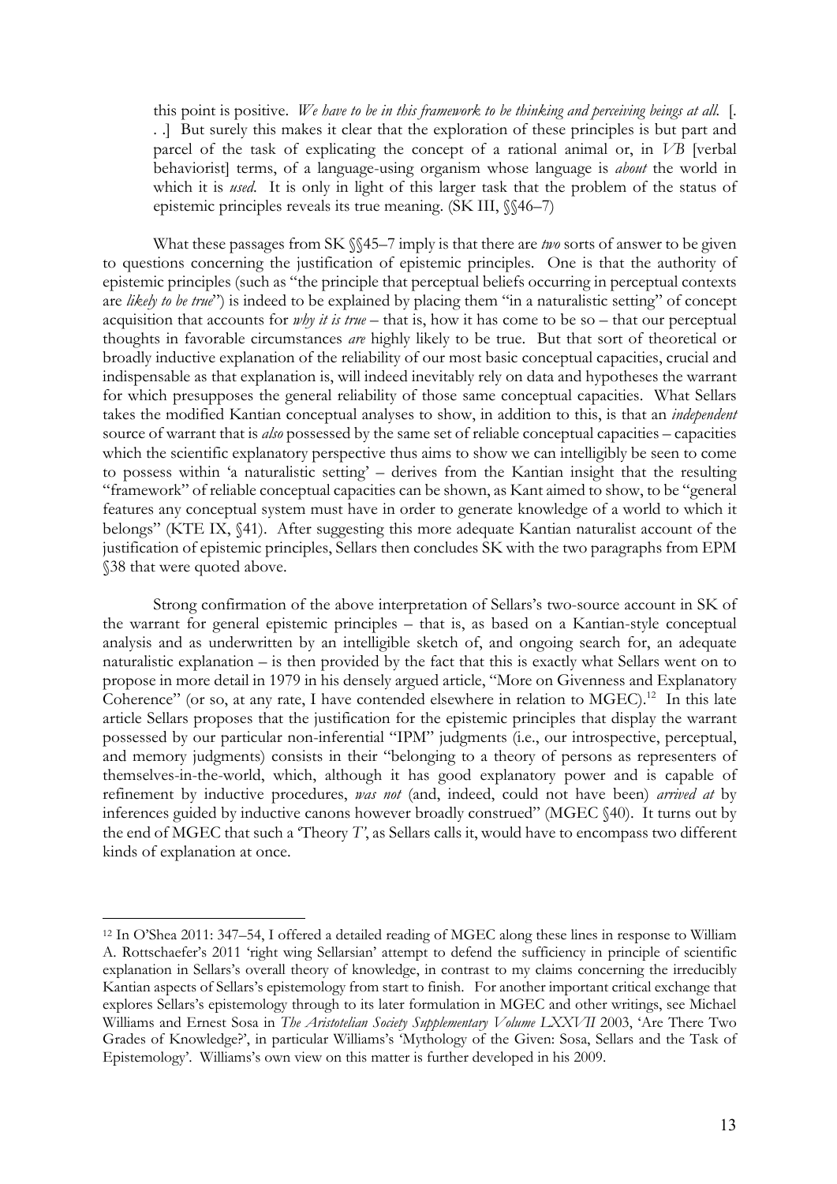> this point is positive. *We have to be in this framework to be thinking and perceiving beings at all.* [. . .] But surely this makes it clear that the exploration of these principles is but part and parcel of the task of explicating the concept of a rational animal or, in *VB* [verbal behaviorist] terms, of a language-using organism whose language is *about* the world in which it is *used*. It is only in light of this larger task that the problem of the status of epistemic principles reveals its true meaning. (SK III, §§46–7)

What these passages from SK §§45–7 imply is that there are *two* sorts of answer to be given to questions concerning the justification of epistemic principles. One is that the authority of epistemic principles (such as "the principle that perceptual beliefs occurring in perceptual contexts are *likely to be true*") is indeed to be explained by placing them "in a naturalistic setting" of concept acquisition that accounts for *why it is true* – that is, how it has come to be so – that our perceptual thoughts in favorable circumstances *are* highly likely to be true. But that sort of theoretical or broadly inductive explanation of the reliability of our most basic conceptual capacities, crucial and indispensable as that explanation is, will indeed inevitably rely on data and hypotheses the warrant for which presupposes the general reliability of those same conceptual capacities. What Sellars takes the modified Kantian conceptual analyses to show, in addition to this, is that an *independent* source of warrant that is *also* possessed by the same set of reliable conceptual capacities – capacities which the scientific explanatory perspective thus aims to show we can intelligibly be seen to come to possess within 'a naturalistic setting' – derives from the Kantian insight that the resulting "framework" of reliable conceptual capacities can be shown, as Kant aimed to show, to be "general features any conceptual system must have in order to generate knowledge of a world to which it belongs" (KTE IX, §41). After suggesting this more adequate Kantian naturalist account of the justification of epistemic principles, Sellars then concludes SK with the two paragraphs from EPM §38 that were quoted above.

Strong confirmation of the above interpretation of Sellars's two-source account in SK of the warrant for general epistemic principles – that is, as based on a Kantian-style conceptual analysis and as underwritten by an intelligible sketch of, and ongoing search for, an adequate naturalistic explanation – is then provided by the fact that this is exactly what Sellars went on to propose in more detail in 1979 in his densely argued article, "More on Givenness and Explanatory Coherence" (or so, at any rate, I have contended elsewhere in relation to MGEC).[12] In this late article Sellars proposes that the justification for the epistemic principles that display the warrant possessed by our particular non-inferential "IPM" judgments (i.e., our introspective, perceptual, and memory judgments) consists in their "belonging to a theory of persons as representers of themselves-in-the-world, which, although it has good explanatory power and is capable of refinement by inductive procedures, *was not* (and, indeed, could not have been) *arrived at* by inferences guided by inductive canons however broadly construed" (MGEC §40). It turns out by the end of MGEC that such a 'Theory *T*', as Sellars calls it, would have to encompass two different kinds of explanation at once.

---

[12] In O'Shea 2011: 347–54, I offered a detailed reading of MGEC along these lines in response to William A. Rottschaefer's 2011 'right wing Sellarsian' attempt to defend the sufficiency in principle of scientific explanation in Sellars's overall theory of knowledge, in contrast to my claims concerning the irreducibly Kantian aspects of Sellars's epistemology from start to finish. For another important critical exchange that explores Sellars's epistemology through to its later formulation in MGEC and other writings, see Michael Williams and Ernest Sosa in *The Aristotelian Society Supplementary Volume LXXVII* 2003, 'Are There Two Grades of Knowledge?', in particular Williams's 'Mythology of the Given: Sosa, Sellars and the Task of Epistemology'. Williams's own view on this matter is further developed in his 2009.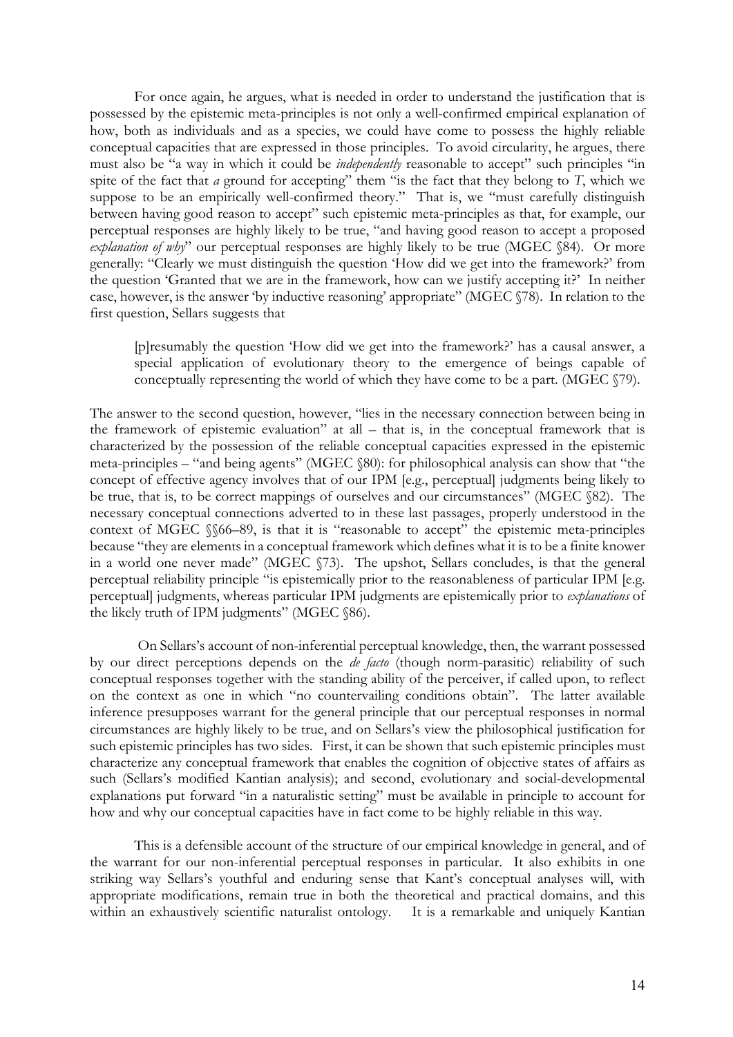For once again, he argues, what is needed in order to understand the justification that is possessed by the epistemic meta-principles is not only a well-confirmed empirical explanation of how, both as individuals and as a species, we could have come to possess the highly reliable conceptual capacities that are expressed in those principles. To avoid circularity, he argues, there must also be "a way in which it could be *independently* reasonable to accept" such principles "in spite of the fact that *a* ground for accepting" them "is the fact that they belong to *T*, which we suppose to be an empirically well-confirmed theory." That is, we "must carefully distinguish between having good reason to accept" such epistemic meta-principles as that, for example, our perceptual responses are highly likely to be true, "and having good reason to accept a proposed *explanation of why*" our perceptual responses are highly likely to be true (MGEC §84). Or more generally: "Clearly we must distinguish the question 'How did we get into the framework?' from the question 'Granted that we are in the framework, how can we justify accepting it?' In neither case, however, is the answer 'by inductive reasoning' appropriate" (MGEC §78). In relation to the first question, Sellars suggests that

> [p]resumably the question 'How did we get into the framework?' has a causal answer, a special application of evolutionary theory to the emergence of beings capable of conceptually representing the world of which they have come to be a part. (MGEC §79).

The answer to the second question, however, "lies in the necessary connection between being in the framework of epistemic evaluation" at all – that is, in the conceptual framework that is characterized by the possession of the reliable conceptual capacities expressed in the epistemic meta-principles – "and being agents" (MGEC §80): for philosophical analysis can show that "the concept of effective agency involves that of our IPM [e.g., perceptual] judgments being likely to be true, that is, to be correct mappings of ourselves and our circumstances" (MGEC §82). The necessary conceptual connections adverted to in these last passages, properly understood in the context of MGEC §§66–89, is that it is "reasonable to accept" the epistemic meta-principles because "they are elements in a conceptual framework which defines what it is to be a finite knower in a world one never made" (MGEC §73). The upshot, Sellars concludes, is that the general perceptual reliability principle "is epistemically prior to the reasonableness of particular IPM [e.g. perceptual] judgments, whereas particular IPM judgments are epistemically prior to *explanations* of the likely truth of IPM judgments" (MGEC §86).

On Sellars's account of non-inferential perceptual knowledge, then, the warrant possessed by our direct perceptions depends on the *de facto* (though norm-parasitic) reliability of such conceptual responses together with the standing ability of the perceiver, if called upon, to reflect on the context as one in which "no countervailing conditions obtain". The latter available inference presupposes warrant for the general principle that our perceptual responses in normal circumstances are highly likely to be true, and on Sellars's view the philosophical justification for such epistemic principles has two sides. First, it can be shown that such epistemic principles must characterize any conceptual framework that enables the cognition of objective states of affairs as such (Sellars's modified Kantian analysis); and second, evolutionary and social-developmental explanations put forward "in a naturalistic setting" must be available in principle to account for how and why our conceptual capacities have in fact come to be highly reliable in this way.

This is a defensible account of the structure of our empirical knowledge in general, and of the warrant for our non-inferential perceptual responses in particular. It also exhibits in one striking way Sellars's youthful and enduring sense that Kant's conceptual analyses will, with appropriate modifications, remain true in both the theoretical and practical domains, and this within an exhaustively scientific naturalist ontology. It is a remarkable and uniquely Kantian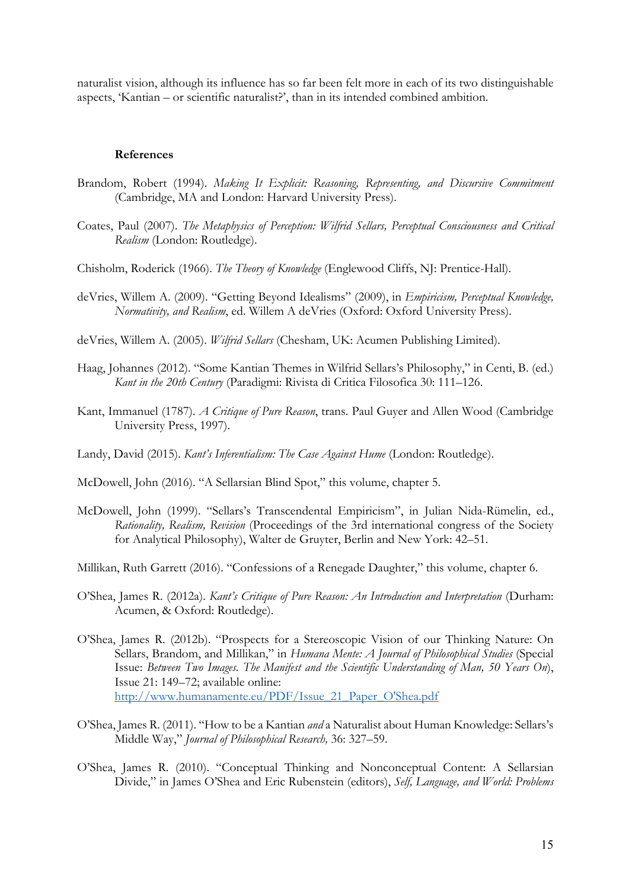naturalist vision, although its influence has so far been felt more in each of its two distinguishable aspects, 'Kantian – or scientific naturalist?', than in its intended combined ambition.

**References**

Brandom, Robert (1994). *Making It Explicit: Reasoning, Representing, and Discursive Commitment* (Cambridge, MA and London: Harvard University Press).

Coates, Paul (2007). *The Metaphysics of Perception: Wilfrid Sellars, Perceptual Consciousness and Critical Realism* (London: Routledge).

Chisholm, Roderick (1966). *The Theory of Knowledge* (Englewood Cliffs, NJ: Prentice-Hall).

deVries, Willem A. (2009). "Getting Beyond Idealisms" (2009), in *Empiricism, Perceptual Knowledge, Normativity, and Realism*, ed. Willem A deVries (Oxford: Oxford University Press).

deVries, Willem A. (2005). *Wilfrid Sellars* (Chesham, UK: Acumen Publishing Limited).

Haag, Johannes (2012). "Some Kantian Themes in Wilfrid Sellars's Philosophy," in Centi, B. (ed.) *Kant in the 20th Century* (Paradigmi: Rivista di Critica Filosofica 30: 111–126.

Kant, Immanuel (1787). *A Critique of Pure Reason*, trans. Paul Guyer and Allen Wood (Cambridge University Press, 1997).

Landy, David (2015). *Kant's Inferentialism: The Case Against Hume* (London: Routledge).

McDowell, John (2016). "A Sellarsian Blind Spot," this volume, chapter 5.

McDowell, John (1999). "Sellars's Transcendental Empiricism", in Julian Nida-Rümelin, ed., *Rationality, Realism, Revision* (Proceedings of the 3rd international congress of the Society for Analytical Philosophy), Walter de Gruyter, Berlin and New York: 42–51.

Millikan, Ruth Garrett (2016). "Confessions of a Renegade Daughter," this volume, chapter 6.

O'Shea, James R. (2012a). *Kant's Critique of Pure Reason: An Introduction and Interpretation* (Durham: Acumen, & Oxford: Routledge).

O'Shea, James R. (2012b). "Prospects for a Stereoscopic Vision of our Thinking Nature: On Sellars, Brandom, and Millikan," in *Humana Mente: A Journal of Philosophical Studies* (Special Issue: *Between Two Images. The Manifest and the Scientific Understanding of Man, 50 Years On*), Issue 21: 149–72; available online: http://www.humanamente.eu/PDF/Issue_21_Paper_O'Shea.pdf

O'Shea, James R. (2011). "How to be a Kantian *and* a Naturalist about Human Knowledge: Sellars's Middle Way," *Journal of Philosophical Research,* 36: 327–59.

O'Shea, James R. (2010). "Conceptual Thinking and Nonconceptual Content: A Sellarsian Divide," in James O'Shea and Eric Rubenstein (editors), *Self, Language, and World: Problems*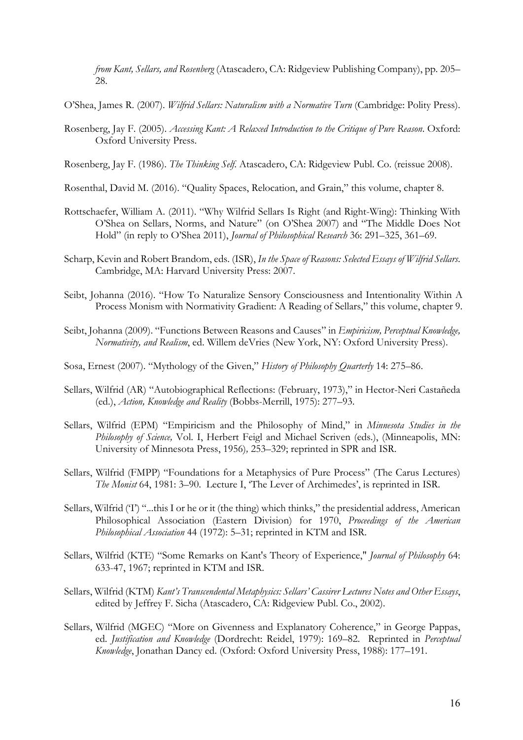*from Kant, Sellars, and Rosenberg* (Atascadero, CA: Ridgeview Publishing Company), pp. 205–28.

O'Shea, James R. (2007). *Wilfrid Sellars: Naturalism with a Normative Turn* (Cambridge: Polity Press).

Rosenberg, Jay F. (2005). *Accessing Kant: A Relaxed Introduction to the Critique of Pure Reason*. Oxford: Oxford University Press.

Rosenberg, Jay F. (1986). *The Thinking Self*. Atascadero, CA: Ridgeview Publ. Co. (reissue 2008).

Rosenthal, David M. (2016). "Quality Spaces, Relocation, and Grain," this volume, chapter 8.

Rottschaefer, William A. (2011). "Why Wilfrid Sellars Is Right (and Right-Wing): Thinking With O'Shea on Sellars, Norms, and Nature" (on O'Shea 2007) and "The Middle Does Not Hold" (in reply to O'Shea 2011), *Journal of Philosophical Research* 36: 291–325, 361–69.

Scharp, Kevin and Robert Brandom, eds. (ISR), *In the Space of Reasons: Selected Essays of Wilfrid Sellars*. Cambridge, MA: Harvard University Press: 2007.

Seibt, Johanna (2016). "How To Naturalize Sensory Consciousness and Intentionality Within A Process Monism with Normativity Gradient: A Reading of Sellars," this volume, chapter 9.

Seibt, Johanna (2009). "Functions Between Reasons and Causes" in *Empiricism, Perceptual Knowledge, Normativity, and Realism*, ed. Willem deVries (New York, NY: Oxford University Press).

Sosa, Ernest (2007). "Mythology of the Given," *History of Philosophy Quarterly* 14: 275–86.

Sellars, Wilfrid (AR) "Autobiographical Reflections: (February, 1973)," in Hector-Neri Castañeda (ed.), *Action, Knowledge and Reality* (Bobbs-Merrill, 1975): 277–93.

Sellars, Wilfrid (EPM) "Empiricism and the Philosophy of Mind," in *Minnesota Studies in the Philosophy of Science,* Vol. I, Herbert Feigl and Michael Scriven (eds.), (Minneapolis, MN: University of Minnesota Press, 1956)*,* 253–329; reprinted in SPR and ISR.

Sellars, Wilfrid (FMPP) "Foundations for a Metaphysics of Pure Process" (The Carus Lectures) *The Monist* 64, 1981: 3–90. Lecture I, 'The Lever of Archimedes', is reprinted in ISR.

Sellars, Wilfrid ('I') "...this I or he or it (the thing) which thinks," the presidential address, American Philosophical Association (Eastern Division) for 1970, *Proceedings of the American Philosophical Association* 44 (1972): 5–31; reprinted in KTM and ISR.

Sellars, Wilfrid (KTE) "Some Remarks on Kant's Theory of Experience," *Journal of Philosophy* 64: 633-47, 1967; reprinted in KTM and ISR.

Sellars, Wilfrid (KTM) *Kant's Transcendental Metaphysics: Sellars' Cassirer Lectures Notes and Other Essays*, edited by Jeffrey F. Sicha (Atascadero, CA: Ridgeview Publ. Co., 2002).

Sellars, Wilfrid (MGEC) "More on Givenness and Explanatory Coherence," in George Pappas, ed. *Justification and Knowledge* (Dordrecht: Reidel, 1979): 169–82. Reprinted in *Perceptual Knowledge*, Jonathan Dancy ed. (Oxford: Oxford University Press, 1988): 177–191.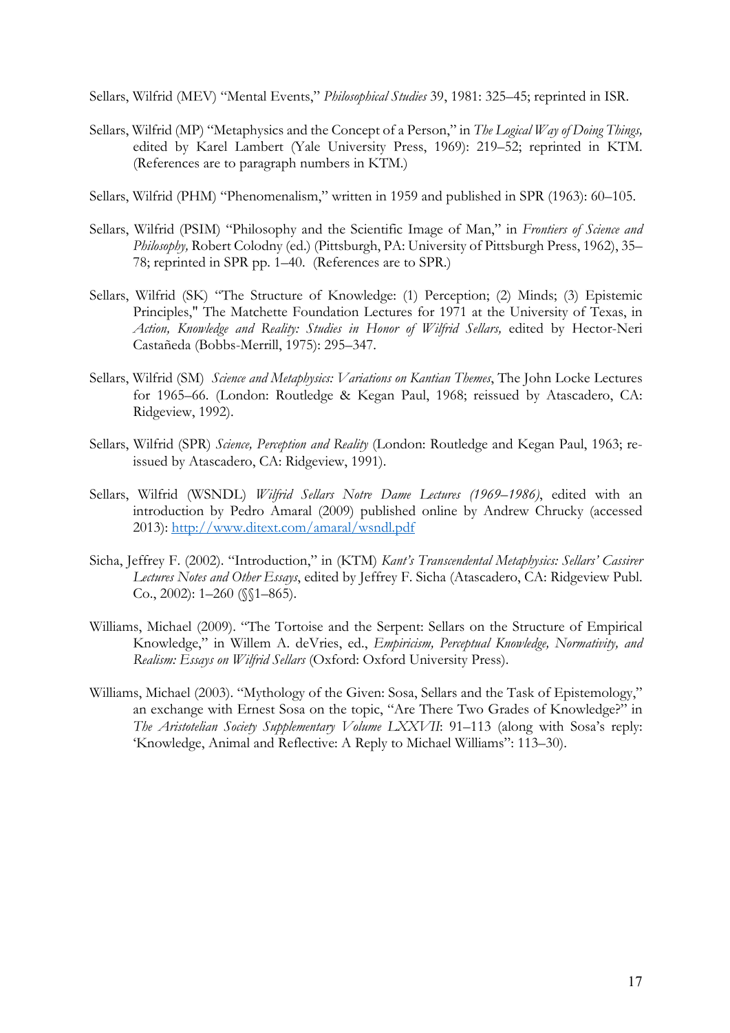Sellars, Wilfrid (MEV) "Mental Events," *Philosophical Studies* 39, 1981: 325–45; reprinted in ISR.

Sellars, Wilfrid (MP) "Metaphysics and the Concept of a Person," in *The Logical Way of Doing Things,* edited by Karel Lambert (Yale University Press, 1969): 219–52; reprinted in KTM. (References are to paragraph numbers in KTM.)

Sellars, Wilfrid (PHM) "Phenomenalism," written in 1959 and published in SPR (1963): 60–105.

Sellars, Wilfrid (PSIM) "Philosophy and the Scientific Image of Man," in *Frontiers of Science and Philosophy,* Robert Colodny (ed.) (Pittsburgh, PA: University of Pittsburgh Press, 1962), 35–78; reprinted in SPR pp. 1–40. (References are to SPR.)

Sellars, Wilfrid (SK) "The Structure of Knowledge: (1) Perception; (2) Minds; (3) Epistemic Principles," The Matchette Foundation Lectures for 1971 at the University of Texas, in *Action, Knowledge and Reality: Studies in Honor of Wilfrid Sellars,* edited by Hector-Neri Castañeda (Bobbs-Merrill, 1975): 295–347.

Sellars, Wilfrid (SM) *Science and Metaphysics: Variations on Kantian Themes*, The John Locke Lectures for 1965–66. (London: Routledge & Kegan Paul, 1968; reissued by Atascadero, CA: Ridgeview, 1992).

Sellars, Wilfrid (SPR) *Science, Perception and Reality* (London: Routledge and Kegan Paul, 1963; re-issued by Atascadero, CA: Ridgeview, 1991).

Sellars, Wilfrid (WSNDL) *Wilfrid Sellars Notre Dame Lectures (1969–1986)*, edited with an introduction by Pedro Amaral (2009) published online by Andrew Chrucky (accessed 2013): http://www.ditext.com/amaral/wsndl.pdf

Sicha, Jeffrey F. (2002). "Introduction," in (KTM) *Kant's Transcendental Metaphysics: Sellars' Cassirer Lectures Notes and Other Essays*, edited by Jeffrey F. Sicha (Atascadero, CA: Ridgeview Publ. Co., 2002): 1–260 (§§1–865).

Williams, Michael (2009). "The Tortoise and the Serpent: Sellars on the Structure of Empirical Knowledge," in Willem A. deVries, ed., *Empiricism, Perceptual Knowledge, Normativity, and Realism: Essays on Wilfrid Sellars* (Oxford: Oxford University Press).

Williams, Michael (2003). "Mythology of the Given: Sosa, Sellars and the Task of Epistemology," an exchange with Ernest Sosa on the topic, "Are There Two Grades of Knowledge?" in *The Aristotelian Society Supplementary Volume LXXVII*: 91–113 (along with Sosa's reply: 'Knowledge, Animal and Reflective: A Reply to Michael Williams": 113–30).